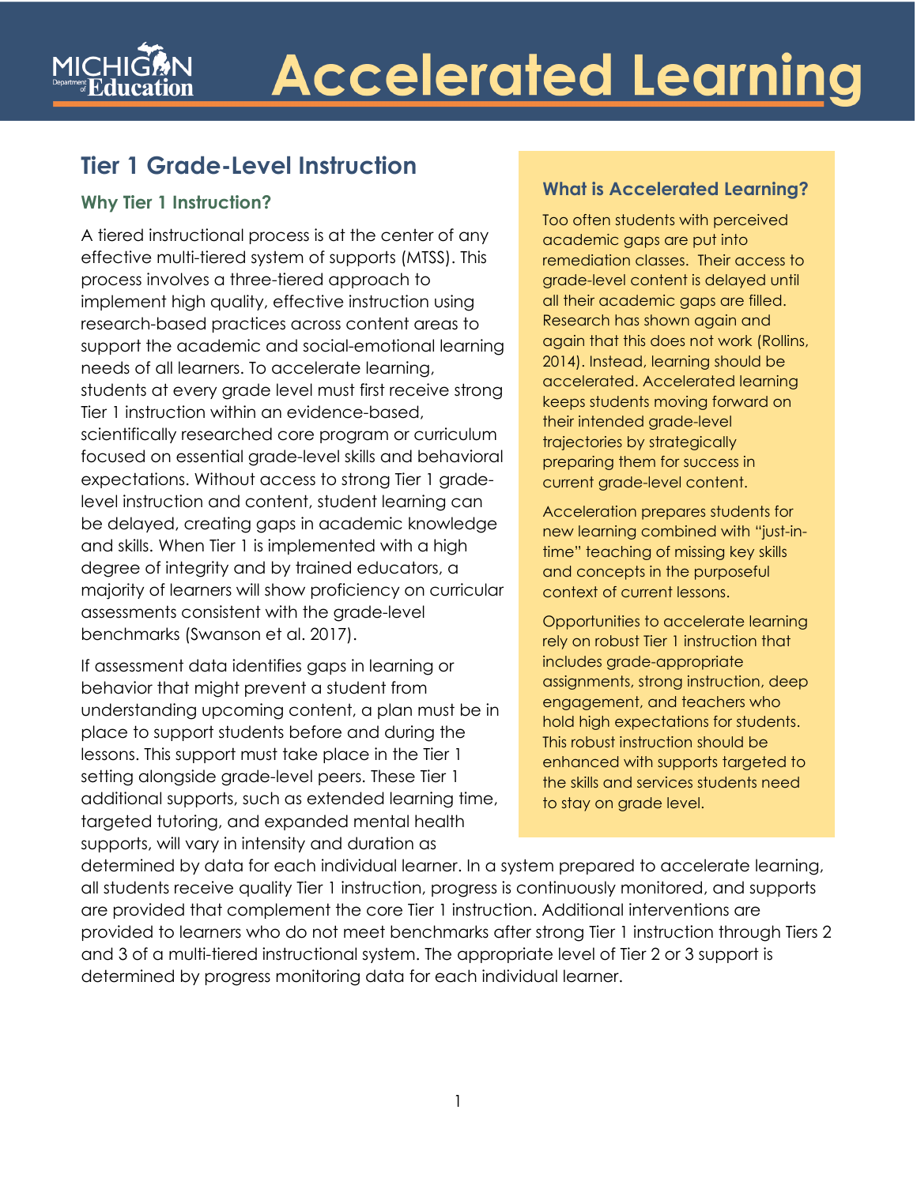# Accelerated Learning

## Tier 1 Grade-Level Instruction

### Why Tier 1 Instruction?

A tiered instructional process is at the center of any effective multi-tiered system of supports (MTSS). This process involves a three-tiered approach to implement high quality, effective instruction using research-based practices across content areas to support the academic and social-emotional learning needs of all learners. To accelerate learning, students at every grade level must first receive strong Tier 1 instruction within an evidence-based, scientifically researched core program or curriculum focused on essential grade-level skills and behavioral expectations. Without access to strong Tier 1 grade-level instruction and content, student learning can be delayed, creating gaps in academic knowledge and skills. When Tier 1 is implemented with a high degree of integrity and by trained educators, a majority of learners will show proficiency on curricular assessments consistent with the grade-level benchmarks (Swanson et al. 2017).

If assessment data identifies gaps in learning or behavior that might prevent a student from understanding upcoming content, a plan must be in place to support students before and during the lessons. This support must take place in the Tier 1 setting alongside grade-level peers. These Tier 1 additional supports, such as extended learning time, targeted tutoring, and expanded mental health supports, will vary in intensity and duration as determined by data for each individual learner. In a system prepared to accelerate learning, all students receive quality Tier 1 instruction, progress is continuously monitored, and supports are provided that complement the core Tier 1 instruction. Additional interventions are provided to learners who do not meet benchmarks after strong Tier 1 instruction through Tiers 2 and 3 of a multi-tiered instructional system. The appropriate level of Tier 2 or 3 support is determined by progress monitoring data for each individual learner.

### What is Accelerated Learning?

Too often students with perceived academic gaps are put into remediation classes. Their access to grade-level content is delayed until all their academic gaps are filled. Research has shown again and again that this does not work (Rollins, 2014). Instead, learning should be accelerated. Accelerated learning keeps students moving forward on their intended grade-level trajectories by strategically preparing them for success in current grade-level content.

Acceleration prepares students for new learning combined with "just-in-time" teaching of missing key skills and concepts in the purposeful context of current lessons.

Opportunities to accelerate learning rely on robust Tier 1 instruction that includes grade-appropriate assignments, strong instruction, deep engagement, and teachers who hold high expectations for students. This robust instruction should be enhanced with supports targeted to the skills and services students need to stay on grade level.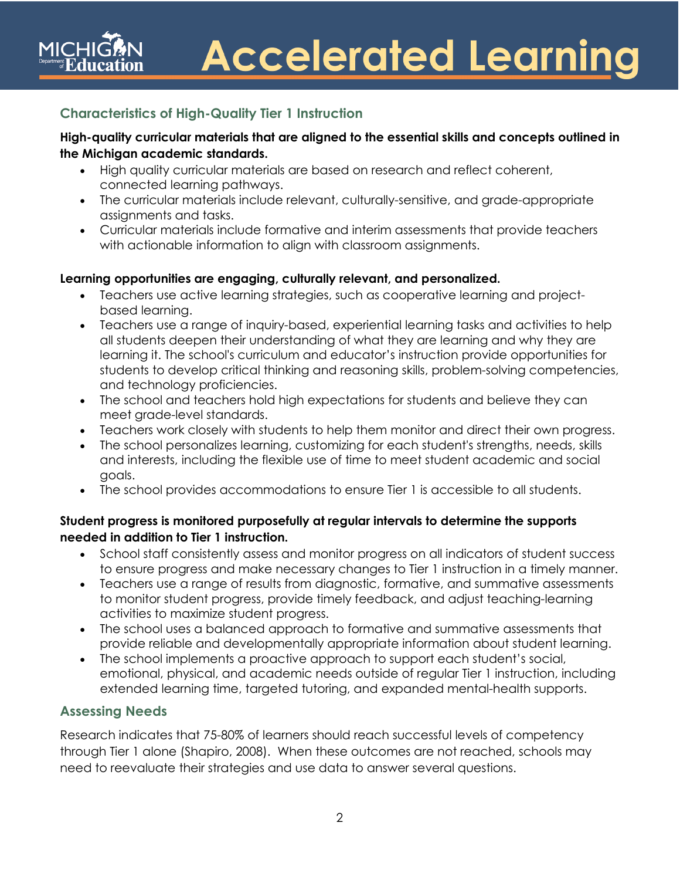## Characteristics of High-Quality Tier 1 Instruction

**High-quality curricular materials that are aligned to the essential skills and concepts outlined in the Michigan academic standards.**

- High quality curricular materials are based on research and reflect coherent, connected learning pathways.
- The curricular materials include relevant, culturally-sensitive, and grade-appropriate assignments and tasks.
- Curricular materials include formative and interim assessments that provide teachers with actionable information to align with classroom assignments.

**Learning opportunities are engaging, culturally relevant, and personalized.**

- Teachers use active learning strategies, such as cooperative learning and project-based learning.
- Teachers use a range of inquiry-based, experiential learning tasks and activities to help all students deepen their understanding of what they are learning and why they are learning it. The school's curriculum and educator's instruction provide opportunities for students to develop critical thinking and reasoning skills, problem-solving competencies, and technology proficiencies.
- The school and teachers hold high expectations for students and believe they can meet grade-level standards.
- Teachers work closely with students to help them monitor and direct their own progress.
- The school personalizes learning, customizing for each student's strengths, needs, skills and interests, including the flexible use of time to meet student academic and social goals.
- The school provides accommodations to ensure Tier 1 is accessible to all students.

**Student progress is monitored purposefully at regular intervals to determine the supports needed in addition to Tier 1 instruction.**

- School staff consistently assess and monitor progress on all indicators of student success to ensure progress and make necessary changes to Tier 1 instruction in a timely manner.
- Teachers use a range of results from diagnostic, formative, and summative assessments to monitor student progress, provide timely feedback, and adjust teaching-learning activities to maximize student progress.
- The school uses a balanced approach to formative and summative assessments that provide reliable and developmentally appropriate information about student learning.
- The school implements a proactive approach to support each student's social, emotional, physical, and academic needs outside of regular Tier 1 instruction, including extended learning time, targeted tutoring, and expanded mental-health supports.

## Assessing Needs

Research indicates that 75-80% of learners should reach successful levels of competency through Tier 1 alone (Shapiro, 2008). When these outcomes are not reached, schools may need to reevaluate their strategies and use data to answer several questions.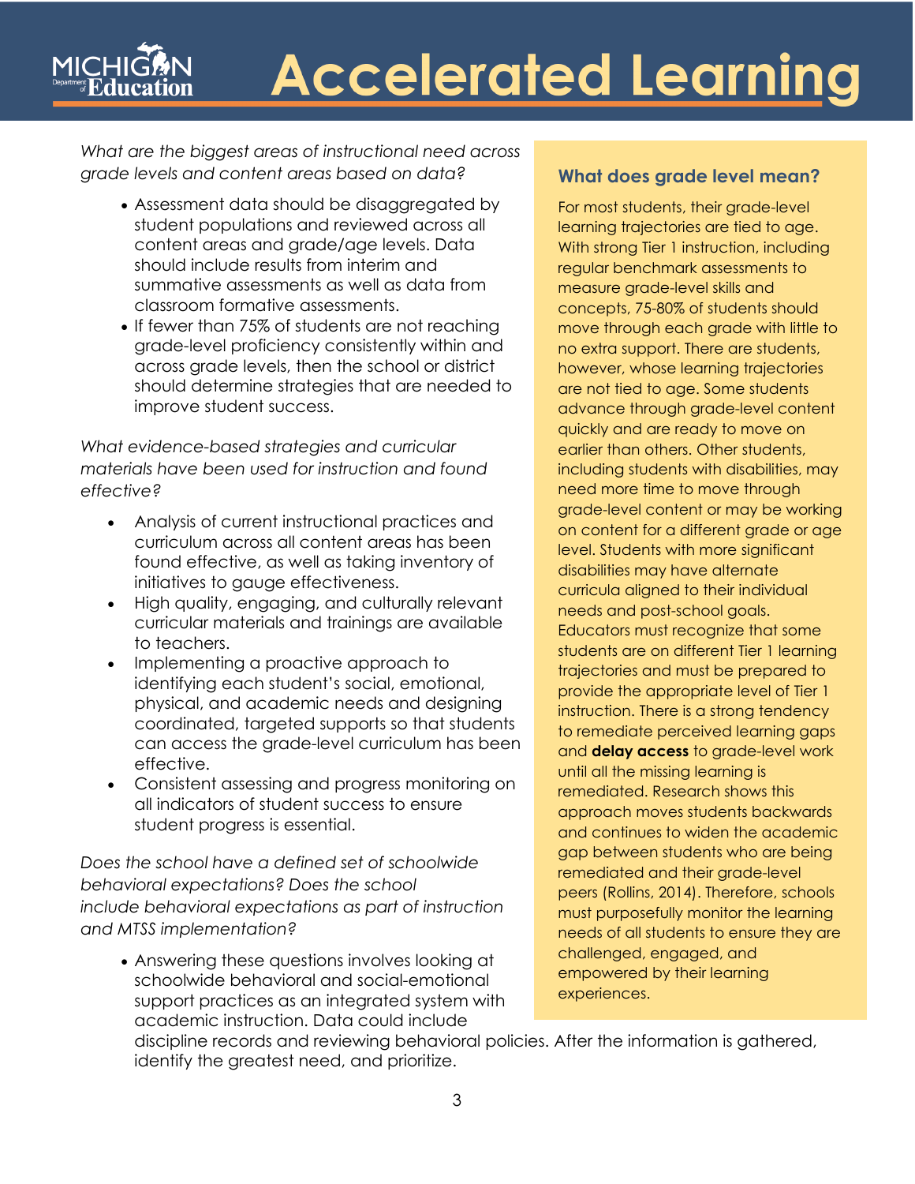*What are the biggest areas of instructional need across grade levels and content areas based on data?*

- Assessment data should be disaggregated by student populations and reviewed across all content areas and grade/age levels. Data should include results from interim and summative assessments as well as data from classroom formative assessments.
- If fewer than 75% of students are not reaching grade-level proficiency consistently within and across grade levels, then the school or district should determine strategies that are needed to improve student success.

*What evidence-based strategies and curricular materials have been used for instruction and found effective?*

- Analysis of current instructional practices and curriculum across all content areas has been found effective, as well as taking inventory of initiatives to gauge effectiveness.
- High quality, engaging, and culturally relevant curricular materials and trainings are available to teachers.
- Implementing a proactive approach to identifying each student's social, emotional, physical, and academic needs and designing coordinated, targeted supports so that students can access the grade-level curriculum has been effective.
- Consistent assessing and progress monitoring on all indicators of student success to ensure student progress is essential.

*Does the school have a defined set of schoolwide behavioral expectations? Does the school include behavioral expectations as part of instruction and MTSS implementation?*

- Answering these questions involves looking at schoolwide behavioral and social-emotional support practices as an integrated system with academic instruction. Data could include discipline records and reviewing behavioral policies. After the information is gathered, identify the greatest need, and prioritize.

### What does grade level mean?

For most students, their grade-level learning trajectories are tied to age. With strong Tier 1 instruction, including regular benchmark assessments to measure grade-level skills and concepts, 75-80% of students should move through each grade with little to no extra support. There are students, however, whose learning trajectories are not tied to age. Some students advance through grade-level content quickly and are ready to move on earlier than others. Other students, including students with disabilities, may need more time to move through grade-level content or may be working on content for a different grade or age level. Students with more significant disabilities may have alternate curricula aligned to their individual needs and post-school goals. Educators must recognize that some students are on different Tier 1 learning trajectories and must be prepared to provide the appropriate level of Tier 1 instruction. There is a strong tendency to remediate perceived learning gaps and **delay access** to grade-level work until all the missing learning is remediated. Research shows this approach moves students backwards and continues to widen the academic gap between students who are being remediated and their grade-level peers (Rollins, 2014). Therefore, schools must purposefully monitor the learning needs of all students to ensure they are challenged, engaged, and empowered by their learning experiences.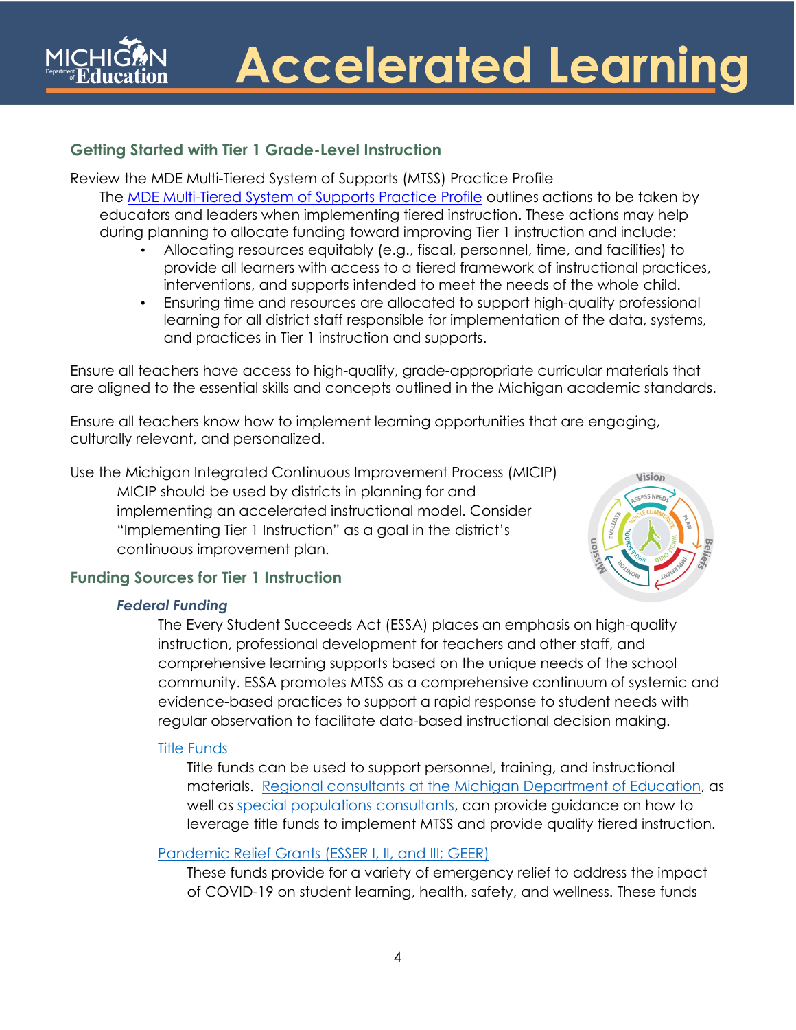## Getting Started with Tier 1 Grade-Level Instruction

Review the MDE Multi-Tiered System of Supports (MTSS) Practice Profile

The MDE Multi-Tiered System of Supports Practice Profile outlines actions to be taken by educators and leaders when implementing tiered instruction. These actions may help during planning to allocate funding toward improving Tier 1 instruction and include:

- Allocating resources equitably (e.g., fiscal, personnel, time, and facilities) to provide all learners with access to a tiered framework of instructional practices, interventions, and supports intended to meet the needs of the whole child.
- Ensuring time and resources are allocated to support high-quality professional learning for all district staff responsible for implementation of the data, systems, and practices in Tier 1 instruction and supports.

Ensure all teachers have access to high-quality, grade-appropriate curricular materials that are aligned to the essential skills and concepts outlined in the Michigan academic standards.

Ensure all teachers know how to implement learning opportunities that are engaging, culturally relevant, and personalized.

Use the Michigan Integrated Continuous Improvement Process (MICIP)

MICIP should be used by districts in planning for and implementing an accelerated instructional model. Consider "Implementing Tier 1 Instruction" as a goal in the district's continuous improvement plan.

## Funding Sources for Tier 1 Instruction

### *Federal Funding*

The Every Student Succeeds Act (ESSA) places an emphasis on high-quality instruction, professional development for teachers and other staff, and comprehensive learning supports based on the unique needs of the school community. ESSA promotes MTSS as a comprehensive continuum of systemic and evidence-based practices to support a rapid response to student needs with regular observation to facilitate data-based instructional decision making.

#### Title Funds

Title funds can be used to support personnel, training, and instructional materials. Regional consultants at the Michigan Department of Education, as well as special populations consultants, can provide guidance on how to leverage title funds to implement MTSS and provide quality tiered instruction.

#### Pandemic Relief Grants (ESSER I, II, and III; GEER)

These funds provide for a variety of emergency relief to address the impact of COVID-19 on student learning, health, safety, and wellness. These funds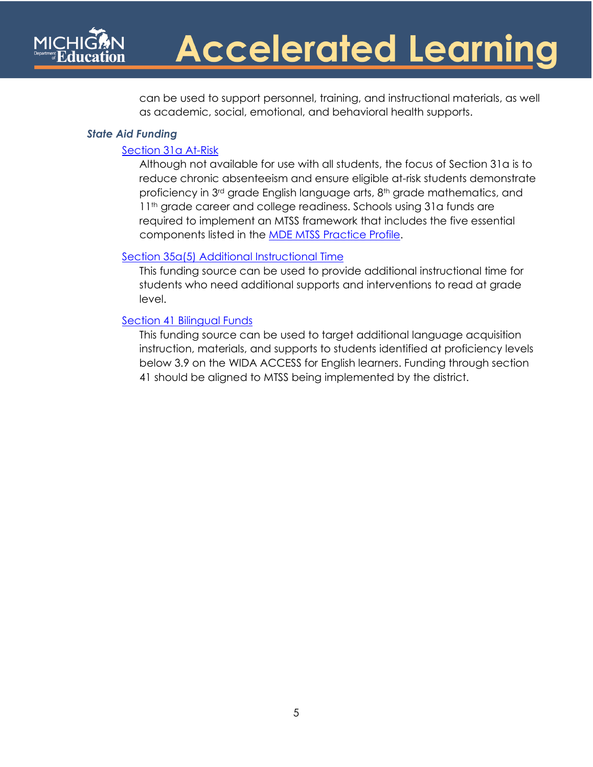can be used to support personnel, training, and instructional materials, as well as academic, social, emotional, and behavioral health supports.

### *State Aid Funding*

Section 31a At-Risk

Although not available for use with all students, the focus of Section 31a is to reduce chronic absenteeism and ensure eligible at-risk students demonstrate proficiency in 3rd grade English language arts, 8th grade mathematics, and 11th grade career and college readiness. Schools using 31a funds are required to implement an MTSS framework that includes the five essential components listed in the MDE MTSS Practice Profile.

Section 35a(5) Additional Instructional Time

This funding source can be used to provide additional instructional time for students who need additional supports and interventions to read at grade level.

Section 41 Bilingual Funds

This funding source can be used to target additional language acquisition instruction, materials, and supports to students identified at proficiency levels below 3.9 on the WIDA ACCESS for English learners. Funding through section 41 should be aligned to MTSS being implemented by the district.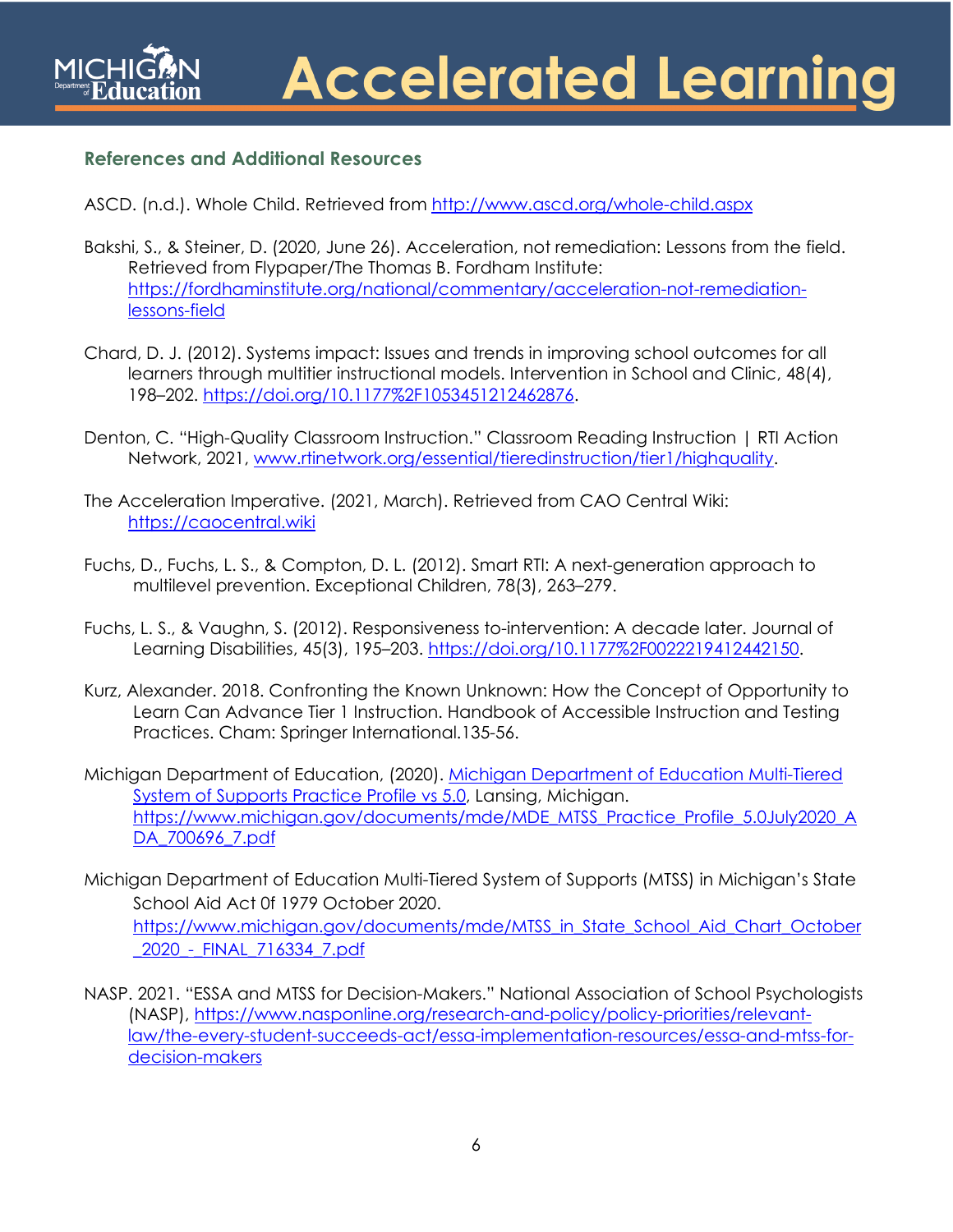## References and Additional Resources

ASCD. (n.d.). Whole Child. Retrieved from http://www.ascd.org/whole-child.aspx

Bakshi, S., & Steiner, D. (2020, June 26). Acceleration, not remediation: Lessons from the field. Retrieved from Flypaper/The Thomas B. Fordham Institute: https://fordhaminstitute.org/national/commentary/acceleration-not-remediation-lessons-field

Chard, D. J. (2012). Systems impact: Issues and trends in improving school outcomes for all learners through multitier instructional models. Intervention in School and Clinic, 48(4), 198–202. https://doi.org/10.1177%2F1053451212462876.

Denton, C. "High-Quality Classroom Instruction." Classroom Reading Instruction | RTI Action Network, 2021, www.rtinetwork.org/essential/tieredinstruction/tier1/highquality.

The Acceleration Imperative. (2021, March). Retrieved from CAO Central Wiki: https://caocentral.wiki

Fuchs, D., Fuchs, L. S., & Compton, D. L. (2012). Smart RTI: A next-generation approach to multilevel prevention. Exceptional Children, 78(3), 263–279.

Fuchs, L. S., & Vaughn, S. (2012). Responsiveness-to-intervention: A decade later. Journal of Learning Disabilities, 45(3), 195–203. https://doi.org/10.1177%2F0022219412442150.

Kurz, Alexander. 2018. Confronting the Known Unknown: How the Concept of Opportunity to Learn Can Advance Tier 1 Instruction. Handbook of Accessible Instruction and Testing Practices. Cham: Springer International.135-56.

Michigan Department of Education, (2020). Michigan Department of Education Multi-Tiered System of Supports Practice Profile vs 5.0, Lansing, Michigan. https://www.michigan.gov/documents/mde/MDE_MTSS_Practice_Profile_5.0July2020_ADA_700696_7.pdf

Michigan Department of Education Multi-Tiered System of Supports (MTSS) in Michigan's State School Aid Act 0f 1979 October 2020. https://www.michigan.gov/documents/mde/MTSS_in_State_School_Aid_Chart_October_2020_-_FINAL_716334_7.pdf

NASP. 2021. "ESSA and MTSS for Decision-Makers." National Association of School Psychologists (NASP), https://www.nasponline.org/research-and-policy/policy-priorities/relevant-law/the-every-student-succeeds-act/essa-implementation-resources/essa-and-mtss-for-decision-makers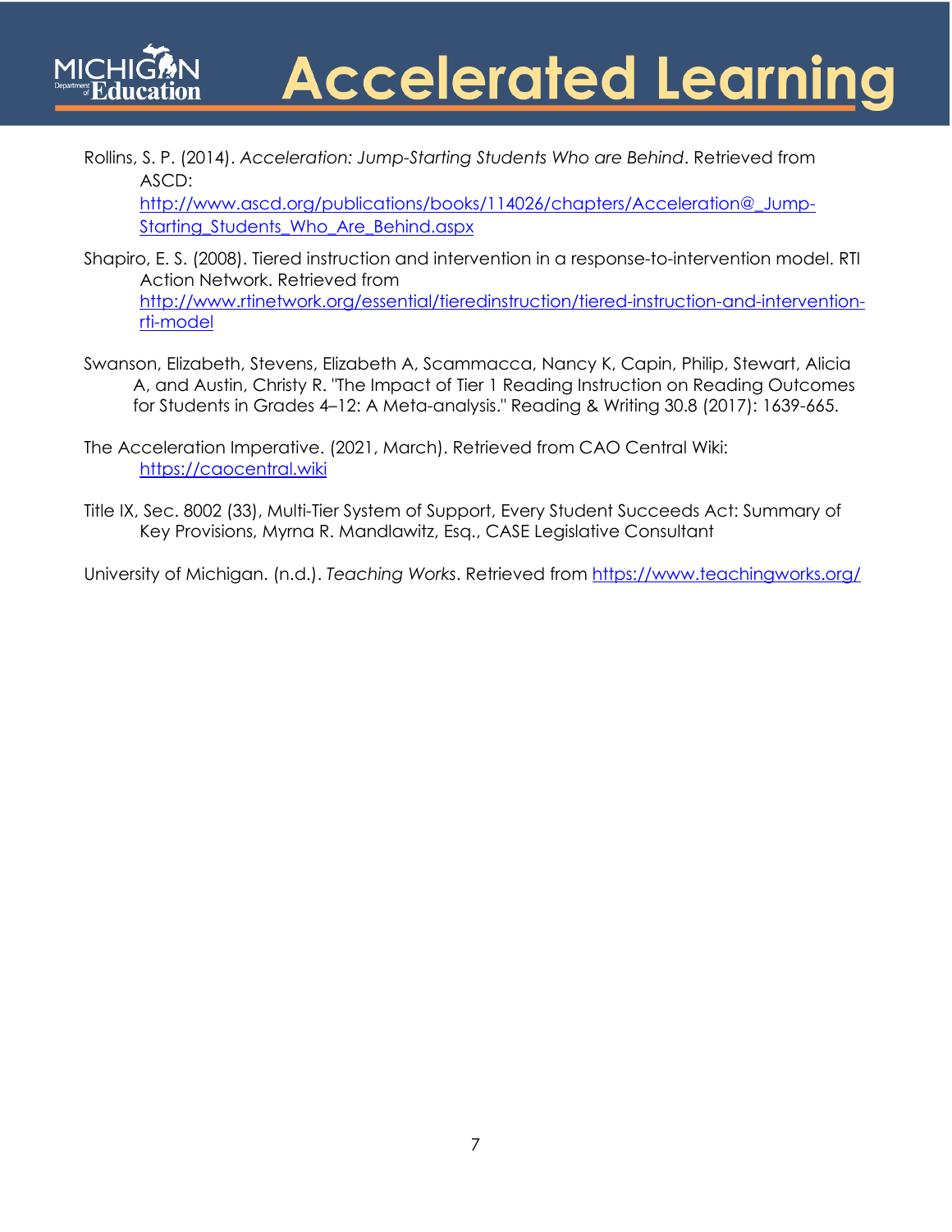Rollins, S. P. (2014). *Acceleration: Jump-Starting Students Who are Behind*. Retrieved from ASCD: http://www.ascd.org/publications/books/114026/chapters/Acceleration@_Jump-Starting_Students_Who_Are_Behind.aspx

Shapiro, E. S. (2008). Tiered instruction and intervention in a response-to-intervention model. RTI Action Network. Retrieved from http://www.rtinetwork.org/essential/tieredinstruction/tiered-instruction-and-intervention-rti-model

Swanson, Elizabeth, Stevens, Elizabeth A, Scammacca, Nancy K, Capin, Philip, Stewart, Alicia A, and Austin, Christy R. "The Impact of Tier 1 Reading Instruction on Reading Outcomes for Students in Grades 4–12: A Meta-analysis." Reading & Writing 30.8 (2017): 1639-665.

The Acceleration Imperative. (2021, March). Retrieved from CAO Central Wiki: https://caocentral.wiki

Title IX, Sec. 8002 (33), Multi-Tier System of Support, Every Student Succeeds Act: Summary of Key Provisions, Myrna R. Mandlawitz, Esq., CASE Legislative Consultant

University of Michigan. (n.d.). *Teaching Works*. Retrieved from https://www.teachingworks.org/